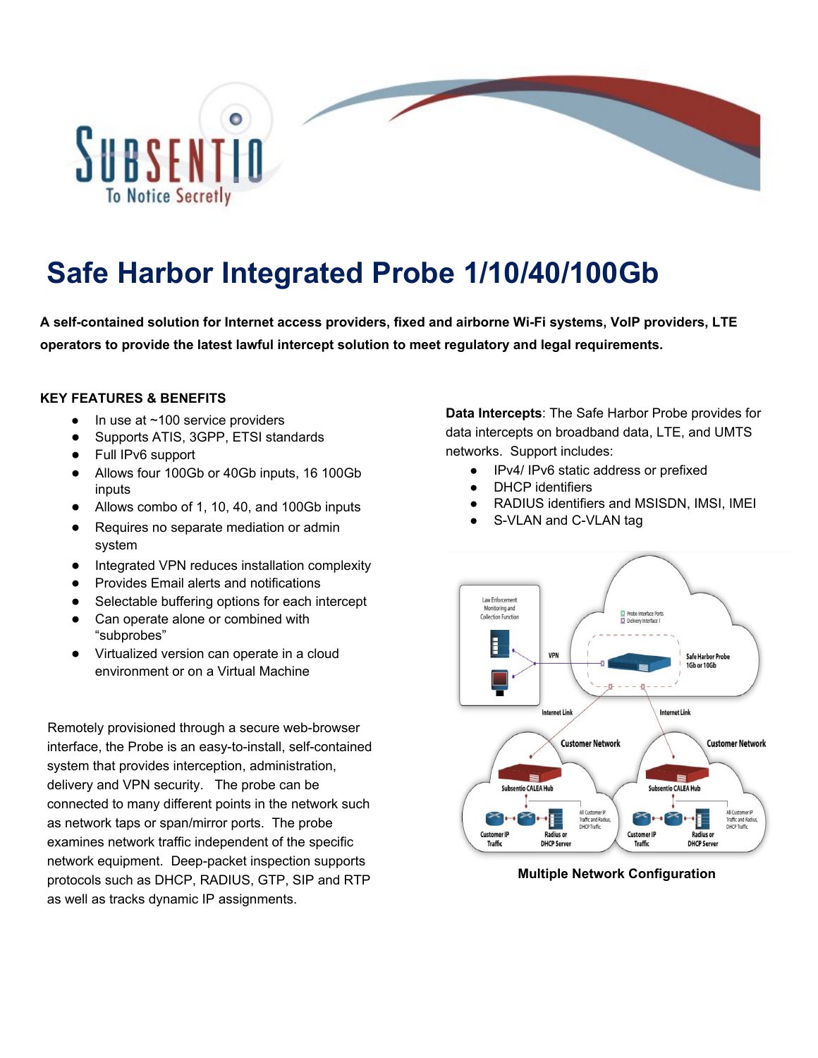# Safe Harbor Integrated Probe 1/10/40/100Gb

**A self-contained solution for Internet access providers, fixed and airborne Wi-Fi systems, VoIP providers, LTE operators to provide the latest lawful intercept solution to meet regulatory and legal requirements.**

## KEY FEATURES & BENEFITS

- In use at ~100 service providers
- Supports ATIS, 3GPP, ETSI standards
- Full IPv6 support
- Allows four 100Gb or 40Gb inputs, 16 100Gb inputs
- Allows combo of 1, 10, 40, and 100Gb inputs
- Requires no separate mediation or admin system
- Integrated VPN reduces installation complexity
- Provides Email alerts and notifications
- Selectable buffering options for each intercept
- Can operate alone or combined with "subprobes"
- Virtualized version can operate in a cloud environment or on a Virtual Machine

Remotely provisioned through a secure web-browser interface, the Probe is an easy-to-install, self-contained system that provides interception, administration, delivery and VPN security. The probe can be connected to many different points in the network such as network taps or span/mirror ports. The probe examines network traffic independent of the specific network equipment. Deep-packet inspection supports protocols such as DHCP, RADIUS, GTP, SIP and RTP as well as tracks dynamic IP assignments.

**Data Intercepts**: The Safe Harbor Probe provides for data intercepts on broadband data, LTE, and UMTS networks. Support includes:

- IPv4/ IPv6 static address or prefixed
- DHCP identifiers
- RADIUS identifiers and MSISDN, IMSI, IMEI
- S-VLAN and C-VLAN tag

**Multiple Network Configuration**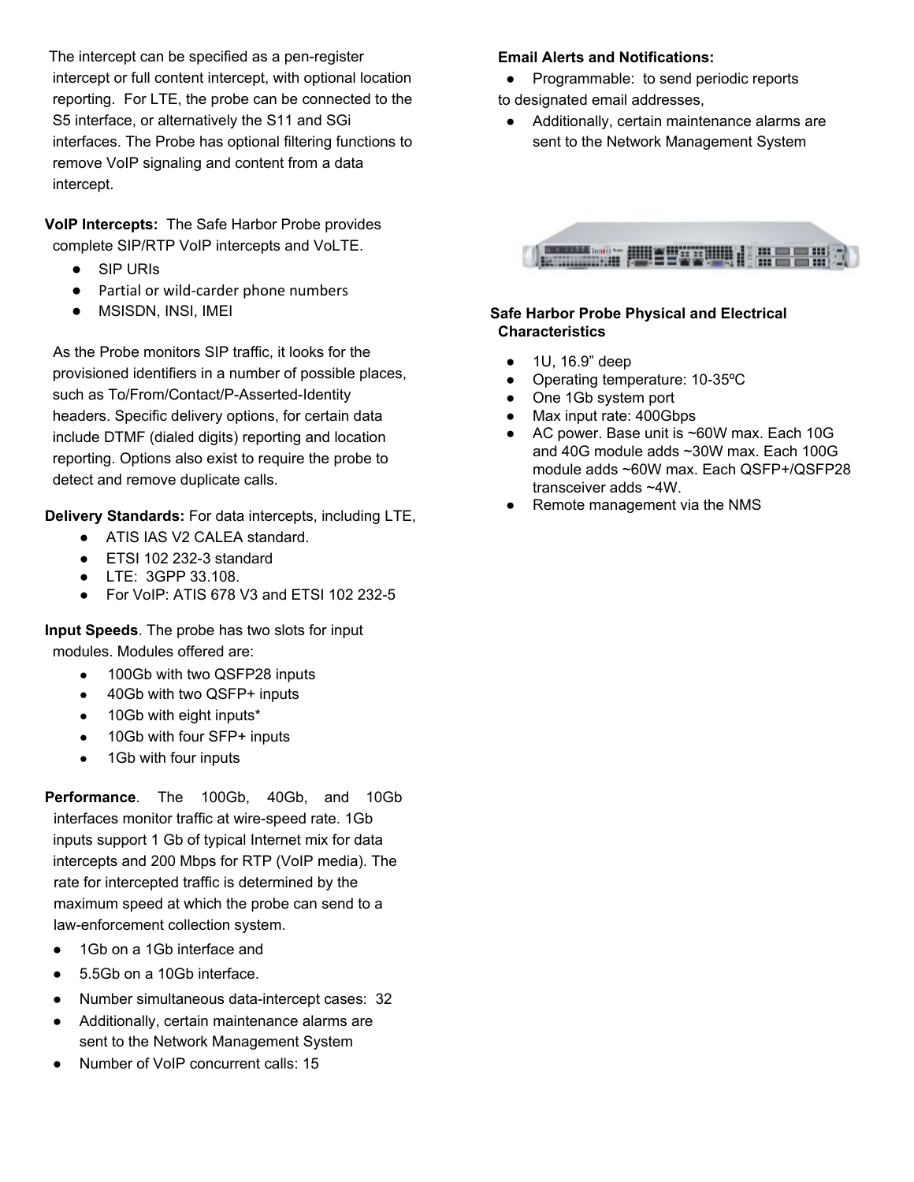The intercept can be specified as a pen-register intercept or full content intercept, with optional location reporting. For LTE, the probe can be connected to the S5 interface, or alternatively the S11 and SGi interfaces. The Probe has optional filtering functions to remove VoIP signaling and content from a data intercept.

**VoIP Intercepts:** The Safe Harbor Probe provides complete SIP/RTP VoIP intercepts and VoLTE.

- SIP URIs
- Partial or wild-carder phone numbers
- MSISDN, INSI, IMEI

As the Probe monitors SIP traffic, it looks for the provisioned identifiers in a number of possible places, such as To/From/Contact/P-Asserted-Identity headers. Specific delivery options, for certain data include DTMF (dialed digits) reporting and location reporting. Options also exist to require the probe to detect and remove duplicate calls.

**Delivery Standards:** For data intercepts, including LTE,

- ATIS IAS V2 CALEA standard.
- ETSI 102 232-3 standard
- LTE: 3GPP 33.108.
- For VoIP: ATIS 678 V3 and ETSI 102 232-5

**Input Speeds**. The probe has two slots for input modules. Modules offered are:

- 100Gb with two QSFP28 inputs
- 40Gb with two QSFP+ inputs
- 10Gb with eight inputs*
- 10Gb with four SFP+ inputs
- 1Gb with four inputs

**Performance**. The 100Gb, 40Gb, and 10Gb interfaces monitor traffic at wire-speed rate. 1Gb inputs support 1 Gb of typical Internet mix for data intercepts and 200 Mbps for RTP (VoIP media). The rate for intercepted traffic is determined by the maximum speed at which the probe can send to a law-enforcement collection system.

- 1Gb on a 1Gb interface and
- 5.5Gb on a 10Gb interface.
- Number simultaneous data-intercept cases: 32
- Additionally, certain maintenance alarms are sent to the Network Management System
- Number of VoIP concurrent calls: 15

**Email Alerts and Notifications:**

- Programmable: to send periodic reports to designated email addresses,
- Additionally, certain maintenance alarms are sent to the Network Management System

**Safe Harbor Probe Physical and Electrical Characteristics**

- 1U, 16.9" deep
- Operating temperature: 10-35ºC
- One 1Gb system port
- Max input rate: 400Gbps
- AC power. Base unit is ~60W max. Each 10G and 40G module adds ~30W max. Each 100G module adds ~60W max. Each QSFP+/QSFP28 transceiver adds ~4W.
- Remote management via the NMS